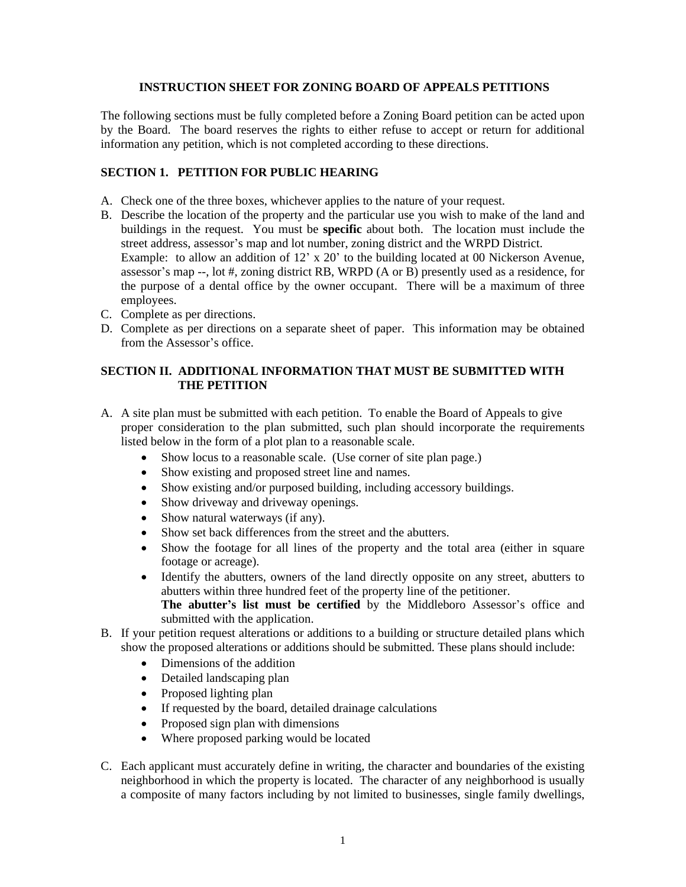# INSTRUCTION SHEET FOR ZONING BOARD OF APPEALS PETITIONS

The following sections must be fully completed before a Zoning Board petition can be acted upon by the Board. The board reserves the rights to either refuse to accept or return for additional information any petition, which is not completed according to these directions.

## SECTION 1. PETITION FOR PUBLIC HEARING

A. Check one of the three boxes, whichever applies to the nature of your request.

B. Describe the location of the property and the particular use you wish to make of the land and buildings in the request. You must be **specific** about both. The location must include the street address, assessor's map and lot number, zoning district and the WRPD District.
Example: to allow an addition of 12' x 20' to the building located at 00 Nickerson Avenue, assessor's map --, lot #, zoning district RB, WRPD (A or B) presently used as a residence, for the purpose of a dental office by the owner occupant. There will be a maximum of three employees.

C. Complete as per directions.

D. Complete as per directions on a separate sheet of paper. This information may be obtained from the Assessor's office.

## SECTION II. ADDITIONAL INFORMATION THAT MUST BE SUBMITTED WITH THE PETITION

A. A site plan must be submitted with each petition. To enable the Board of Appeals to give proper consideration to the plan submitted, such plan should incorporate the requirements listed below in the form of a plot plan to a reasonable scale.
   - Show locus to a reasonable scale. (Use corner of site plan page.)
   - Show existing and proposed street line and names.
   - Show existing and/or purposed building, including accessory buildings.
   - Show driveway and driveway openings.
   - Show natural waterways (if any).
   - Show set back differences from the street and the abutters.
   - Show the footage for all lines of the property and the total area (either in square footage or acreage).
   - Identify the abutters, owners of the land directly opposite on any street, abutters to abutters within three hundred feet of the property line of the petitioner.
     **The abutter's list must be certified** by the Middleboro Assessor's office and submitted with the application.

B. If your petition request alterations or additions to a building or structure detailed plans which show the proposed alterations or additions should be submitted. These plans should include:
   - Dimensions of the addition
   - Detailed landscaping plan
   - Proposed lighting plan
   - If requested by the board, detailed drainage calculations
   - Proposed sign plan with dimensions
   - Where proposed parking would be located

C. Each applicant must accurately define in writing, the character and boundaries of the existing neighborhood in which the property is located. The character of any neighborhood is usually a composite of many factors including by not limited to businesses, single family dwellings,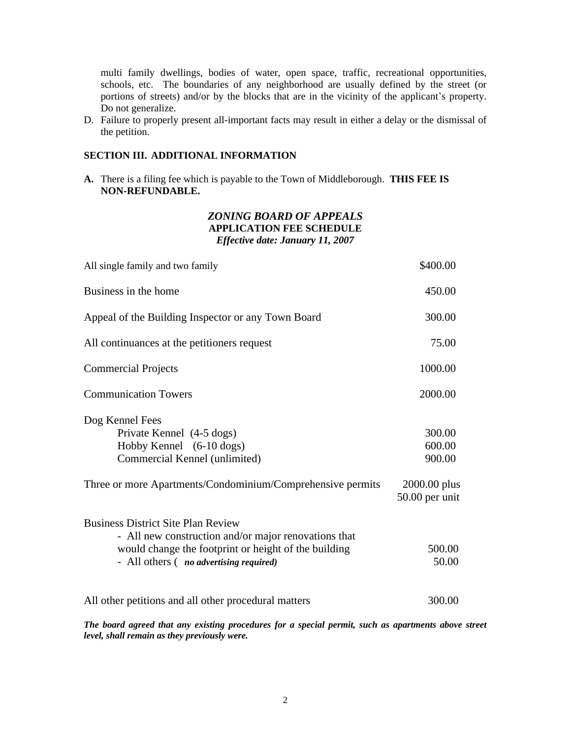multi family dwellings, bodies of water, open space, traffic, recreational opportunities, schools, etc. The boundaries of any neighborhood are usually defined by the street (or portions of streets) and/or by the blocks that are in the vicinity of the applicant's property. Do not generalize.

D. Failure to properly present all-important facts may result in either a delay or the dismissal of the petition.

## SECTION III. ADDITIONAL INFORMATION

**A.** There is a filing fee which is payable to the Town of Middleborough. **THIS FEE IS NON-REFUNDABLE.**

### *ZONING BOARD OF APPEALS*
### APPLICATION FEE SCHEDULE
***Effective date: January 11, 2007***

| | |
|---|---|
| All single family and two family | $400.00 |
| Business in the home | 450.00 |
| Appeal of the Building Inspector or any Town Board | 300.00 |
| All continuances at the petitioners request | 75.00 |
| Commercial Projects | 1000.00 |
| Communication Towers | 2000.00 |
| Dog Kennel Fees | |
| Private Kennel (4-5 dogs) | 300.00 |
| Hobby Kennel (6-10 dogs) | 600.00 |
| Commercial Kennel (unlimited) | 900.00 |
| Three or more Apartments/Condominium/Comprehensive permits | 2000.00 plus 50.00 per unit |
| Business District Site Plan Review | |
| - All new construction and/or major renovations that would change the footprint or height of the building | 500.00 |
| - All others ( ***no advertising required)*** | 50.00 |
| All other petitions and all other procedural matters | 300.00 |

***The board agreed that any existing procedures for a special permit, such as apartments above street level, shall remain as they previously were.***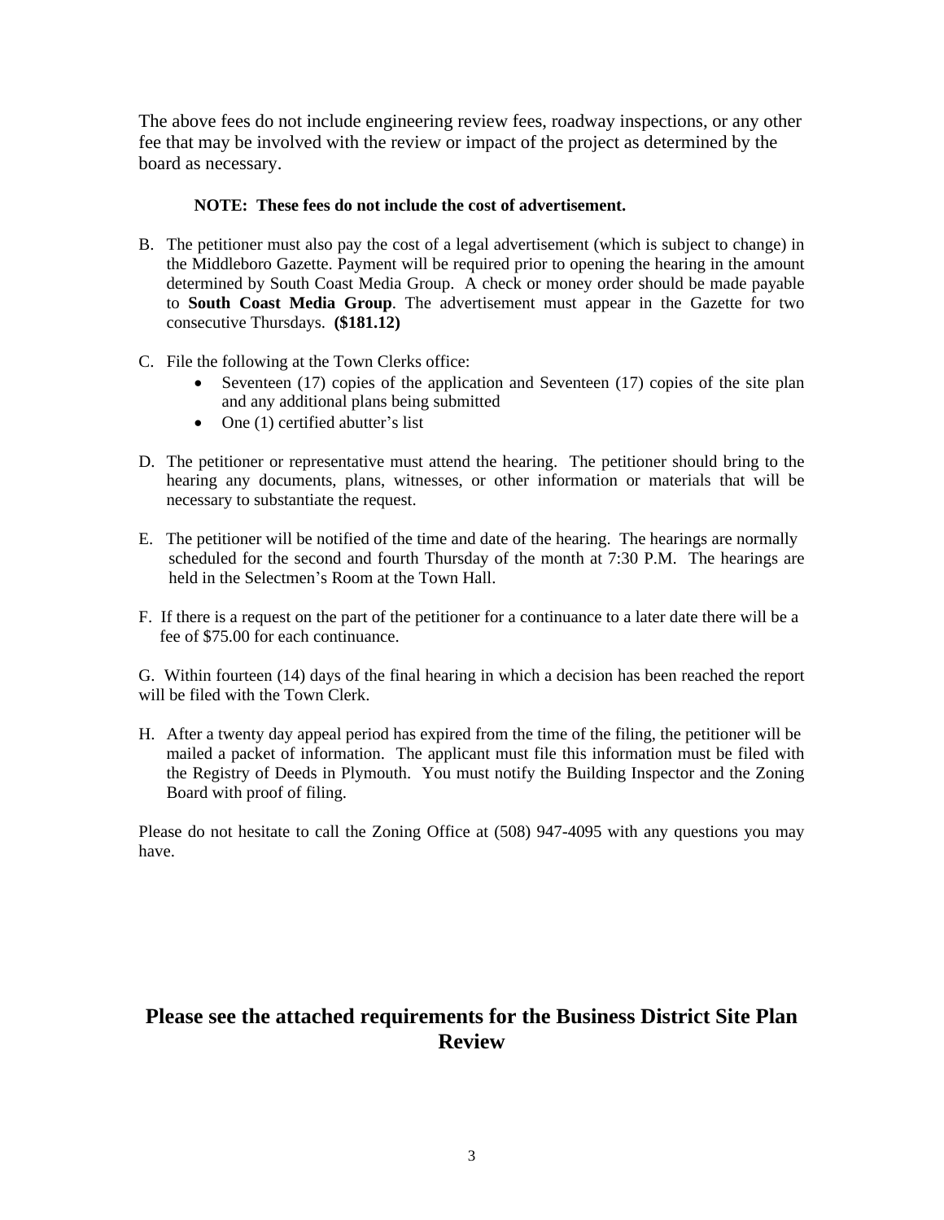The above fees do not include engineering review fees, roadway inspections, or any other fee that may be involved with the review or impact of the project as determined by the board as necessary.

**NOTE: These fees do not include the cost of advertisement.**

B. The petitioner must also pay the cost of a legal advertisement (which is subject to change) in the Middleboro Gazette. Payment will be required prior to opening the hearing in the amount determined by South Coast Media Group. A check or money order should be made payable to **South Coast Media Group**. The advertisement must appear in the Gazette for two consecutive Thursdays. **($181.12)**

C. File the following at the Town Clerks office:
   - Seventeen (17) copies of the application and Seventeen (17) copies of the site plan and any additional plans being submitted
   - One (1) certified abutter's list

D. The petitioner or representative must attend the hearing. The petitioner should bring to the hearing any documents, plans, witnesses, or other information or materials that will be necessary to substantiate the request.

E. The petitioner will be notified of the time and date of the hearing. The hearings are normally scheduled for the second and fourth Thursday of the month at 7:30 P.M. The hearings are held in the Selectmen's Room at the Town Hall.

F. If there is a request on the part of the petitioner for a continuance to a later date there will be a fee of $75.00 for each continuance.

G. Within fourteen (14) days of the final hearing in which a decision has been reached the report will be filed with the Town Clerk.

H. After a twenty day appeal period has expired from the time of the filing, the petitioner will be mailed a packet of information. The applicant must file this information must be filed with the Registry of Deeds in Plymouth. You must notify the Building Inspector and the Zoning Board with proof of filing.

Please do not hesitate to call the Zoning Office at (508) 947-4095 with any questions you may have.

## Please see the attached requirements for the Business District Site Plan Review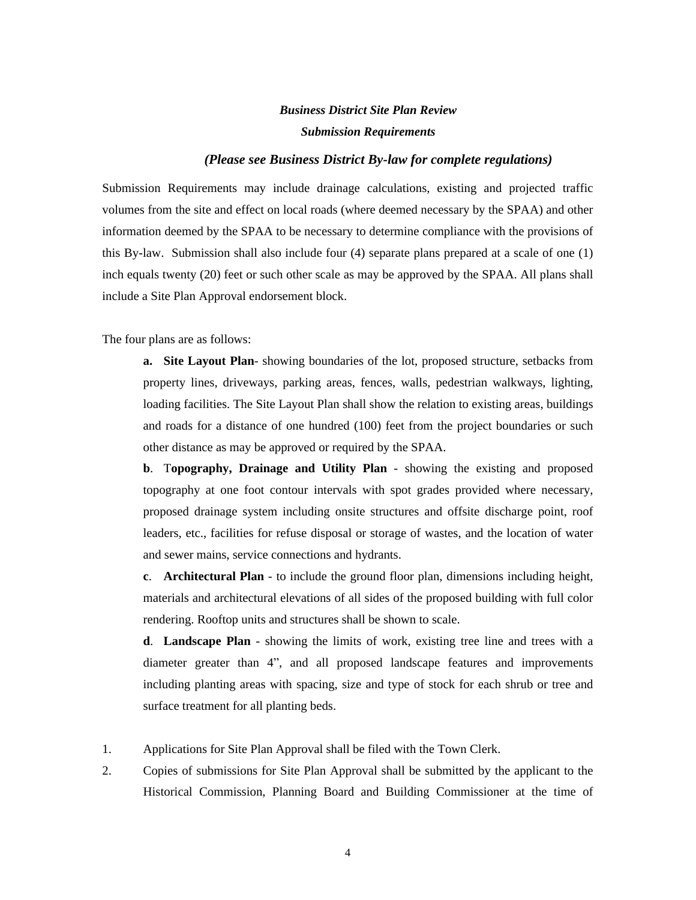***Business District Site Plan Review***

***Submission Requirements***

***(Please see Business District By-law for complete regulations)***

Submission Requirements may include drainage calculations, existing and projected traffic volumes from the site and effect on local roads (where deemed necessary by the SPAA) and other information deemed by the SPAA to be necessary to determine compliance with the provisions of this By-law. Submission shall also include four (4) separate plans prepared at a scale of one (1) inch equals twenty (20) feet or such other scale as may be approved by the SPAA. All plans shall include a Site Plan Approval endorsement block.

The four plans are as follows:

**a. Site Layout Plan**- showing boundaries of the lot, proposed structure, setbacks from property lines, driveways, parking areas, fences, walls, pedestrian walkways, lighting, loading facilities. The Site Layout Plan shall show the relation to existing areas, buildings and roads for a distance of one hundred (100) feet from the project boundaries or such other distance as may be approved or required by the SPAA.

**b**. T**opography, Drainage and Utility Plan** - showing the existing and proposed topography at one foot contour intervals with spot grades provided where necessary, proposed drainage system including onsite structures and offsite discharge point, roof leaders, etc., facilities for refuse disposal or storage of wastes, and the location of water and sewer mains, service connections and hydrants.

**c**. **Architectural Plan** - to include the ground floor plan, dimensions including height, materials and architectural elevations of all sides of the proposed building with full color rendering. Rooftop units and structures shall be shown to scale.

**d**. **Landscape Plan** - showing the limits of work, existing tree line and trees with a diameter greater than 4", and all proposed landscape features and improvements including planting areas with spacing, size and type of stock for each shrub or tree and surface treatment for all planting beds.

1. Applications for Site Plan Approval shall be filed with the Town Clerk.
2. Copies of submissions for Site Plan Approval shall be submitted by the applicant to the Historical Commission, Planning Board and Building Commissioner at the time of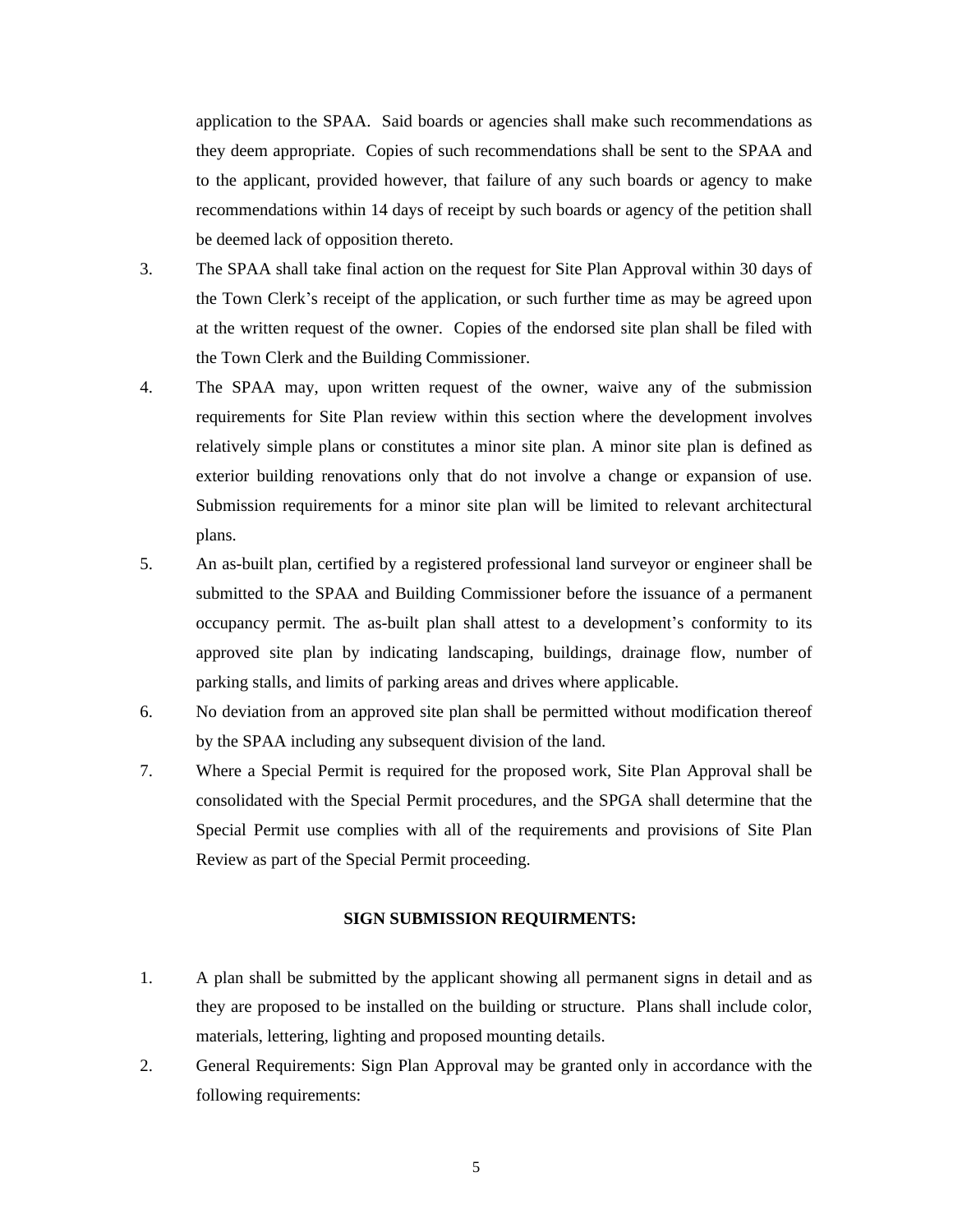application to the SPAA. Said boards or agencies shall make such recommendations as they deem appropriate. Copies of such recommendations shall be sent to the SPAA and to the applicant, provided however, that failure of any such boards or agency to make recommendations within 14 days of receipt by such boards or agency of the petition shall be deemed lack of opposition thereto.

3. The SPAA shall take final action on the request for Site Plan Approval within 30 days of the Town Clerk's receipt of the application, or such further time as may be agreed upon at the written request of the owner. Copies of the endorsed site plan shall be filed with the Town Clerk and the Building Commissioner.

4. The SPAA may, upon written request of the owner, waive any of the submission requirements for Site Plan review within this section where the development involves relatively simple plans or constitutes a minor site plan. A minor site plan is defined as exterior building renovations only that do not involve a change or expansion of use. Submission requirements for a minor site plan will be limited to relevant architectural plans.

5. An as-built plan, certified by a registered professional land surveyor or engineer shall be submitted to the SPAA and Building Commissioner before the issuance of a permanent occupancy permit. The as-built plan shall attest to a development's conformity to its approved site plan by indicating landscaping, buildings, drainage flow, number of parking stalls, and limits of parking areas and drives where applicable.

6. No deviation from an approved site plan shall be permitted without modification thereof by the SPAA including any subsequent division of the land.

7. Where a Special Permit is required for the proposed work, Site Plan Approval shall be consolidated with the Special Permit procedures, and the SPGA shall determine that the Special Permit use complies with all of the requirements and provisions of Site Plan Review as part of the Special Permit proceeding.

**SIGN SUBMISSION REQUIRMENTS:**

1. A plan shall be submitted by the applicant showing all permanent signs in detail and as they are proposed to be installed on the building or structure. Plans shall include color, materials, lettering, lighting and proposed mounting details.

2. General Requirements: Sign Plan Approval may be granted only in accordance with the following requirements: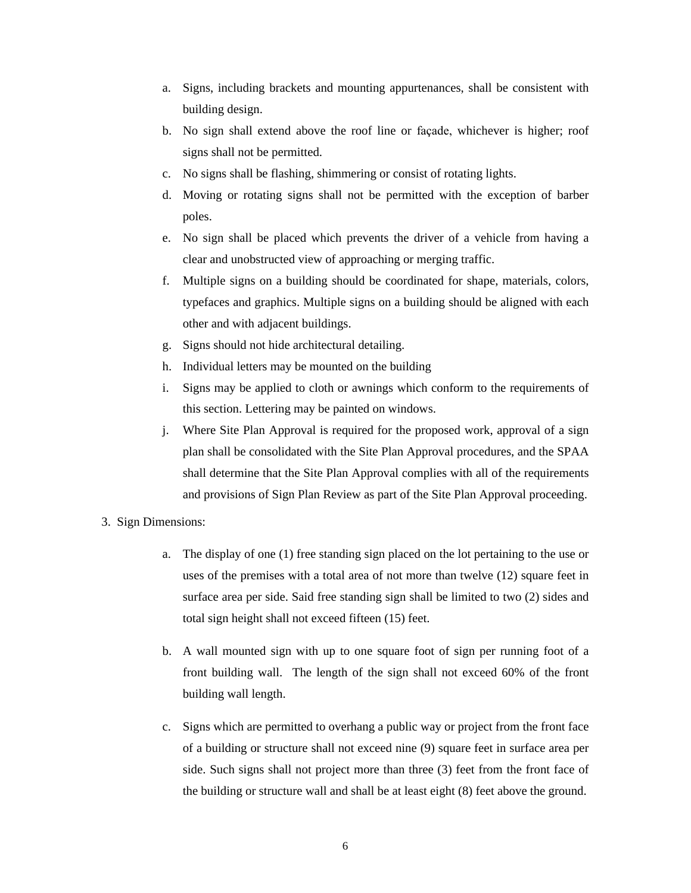a. Signs, including brackets and mounting appurtenances, shall be consistent with building design.
b. No sign shall extend above the roof line or façade, whichever is higher; roof signs shall not be permitted.
c. No signs shall be flashing, shimmering or consist of rotating lights.
d. Moving or rotating signs shall not be permitted with the exception of barber poles.
e. No sign shall be placed which prevents the driver of a vehicle from having a clear and unobstructed view of approaching or merging traffic.
f. Multiple signs on a building should be coordinated for shape, materials, colors, typefaces and graphics. Multiple signs on a building should be aligned with each other and with adjacent buildings.
g. Signs should not hide architectural detailing.
h. Individual letters may be mounted on the building
i. Signs may be applied to cloth or awnings which conform to the requirements of this section. Lettering may be painted on windows.
j. Where Site Plan Approval is required for the proposed work, approval of a sign plan shall be consolidated with the Site Plan Approval procedures, and the SPAA shall determine that the Site Plan Approval complies with all of the requirements and provisions of Sign Plan Review as part of the Site Plan Approval proceeding.

3. Sign Dimensions:

a. The display of one (1) free standing sign placed on the lot pertaining to the use or uses of the premises with a total area of not more than twelve (12) square feet in surface area per side. Said free standing sign shall be limited to two (2) sides and total sign height shall not exceed fifteen (15) feet.

b. A wall mounted sign with up to one square foot of sign per running foot of a front building wall. The length of the sign shall not exceed 60% of the front building wall length.

c. Signs which are permitted to overhang a public way or project from the front face of a building or structure shall not exceed nine (9) square feet in surface area per side. Such signs shall not project more than three (3) feet from the front face of the building or structure wall and shall be at least eight (8) feet above the ground.